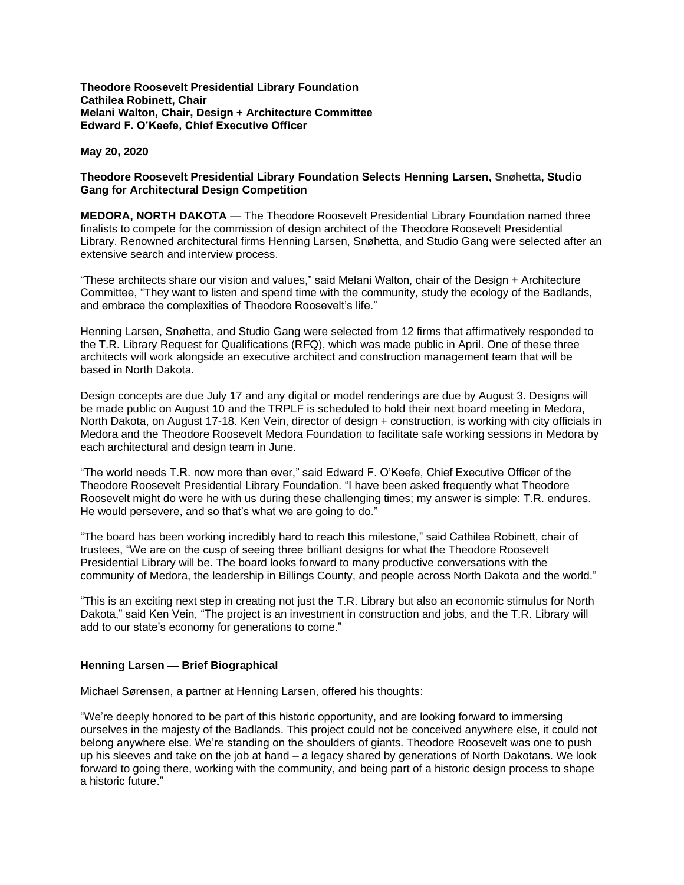**Theodore Roosevelt Presidential Library Foundation**
**Cathilea Robinett, Chair**
**Melani Walton, Chair, Design + Architecture Committee**
**Edward F. O'Keefe, Chief Executive Officer**

**May 20, 2020**

**Theodore Roosevelt Presidential Library Foundation Selects Henning Larsen, Snøhetta, Studio Gang for Architectural Design Competition**

**MEDORA, NORTH DAKOTA** — The Theodore Roosevelt Presidential Library Foundation named three finalists to compete for the commission of design architect of the Theodore Roosevelt Presidential Library. Renowned architectural firms Henning Larsen, Snøhetta, and Studio Gang were selected after an extensive search and interview process.

"These architects share our vision and values," said Melani Walton, chair of the Design + Architecture Committee, "They want to listen and spend time with the community, study the ecology of the Badlands, and embrace the complexities of Theodore Roosevelt's life."

Henning Larsen, Snøhetta, and Studio Gang were selected from 12 firms that affirmatively responded to the T.R. Library Request for Qualifications (RFQ), which was made public in April. One of these three architects will work alongside an executive architect and construction management team that will be based in North Dakota.

Design concepts are due July 17 and any digital or model renderings are due by August 3. Designs will be made public on August 10 and the TRPLF is scheduled to hold their next board meeting in Medora, North Dakota, on August 17-18. Ken Vein, director of design + construction, is working with city officials in Medora and the Theodore Roosevelt Medora Foundation to facilitate safe working sessions in Medora by each architectural and design team in June.

"The world needs T.R. now more than ever," said Edward F. O'Keefe, Chief Executive Officer of the Theodore Roosevelt Presidential Library Foundation. "I have been asked frequently what Theodore Roosevelt might do were he with us during these challenging times; my answer is simple: T.R. endures. He would persevere, and so that's what we are going to do."

"The board has been working incredibly hard to reach this milestone," said Cathilea Robinett, chair of trustees, "We are on the cusp of seeing three brilliant designs for what the Theodore Roosevelt Presidential Library will be. The board looks forward to many productive conversations with the community of Medora, the leadership in Billings County, and people across North Dakota and the world."

"This is an exciting next step in creating not just the T.R. Library but also an economic stimulus for North Dakota," said Ken Vein, "The project is an investment in construction and jobs, and the T.R. Library will add to our state's economy for generations to come."

**Henning Larsen — Brief Biographical**

Michael Sørensen, a partner at Henning Larsen, offered his thoughts:

"We're deeply honored to be part of this historic opportunity, and are looking forward to immersing ourselves in the majesty of the Badlands. This project could not be conceived anywhere else, it could not belong anywhere else. We're standing on the shoulders of giants. Theodore Roosevelt was one to push up his sleeves and take on the job at hand – a legacy shared by generations of North Dakotans. We look forward to going there, working with the community, and being part of a historic design process to shape a historic future."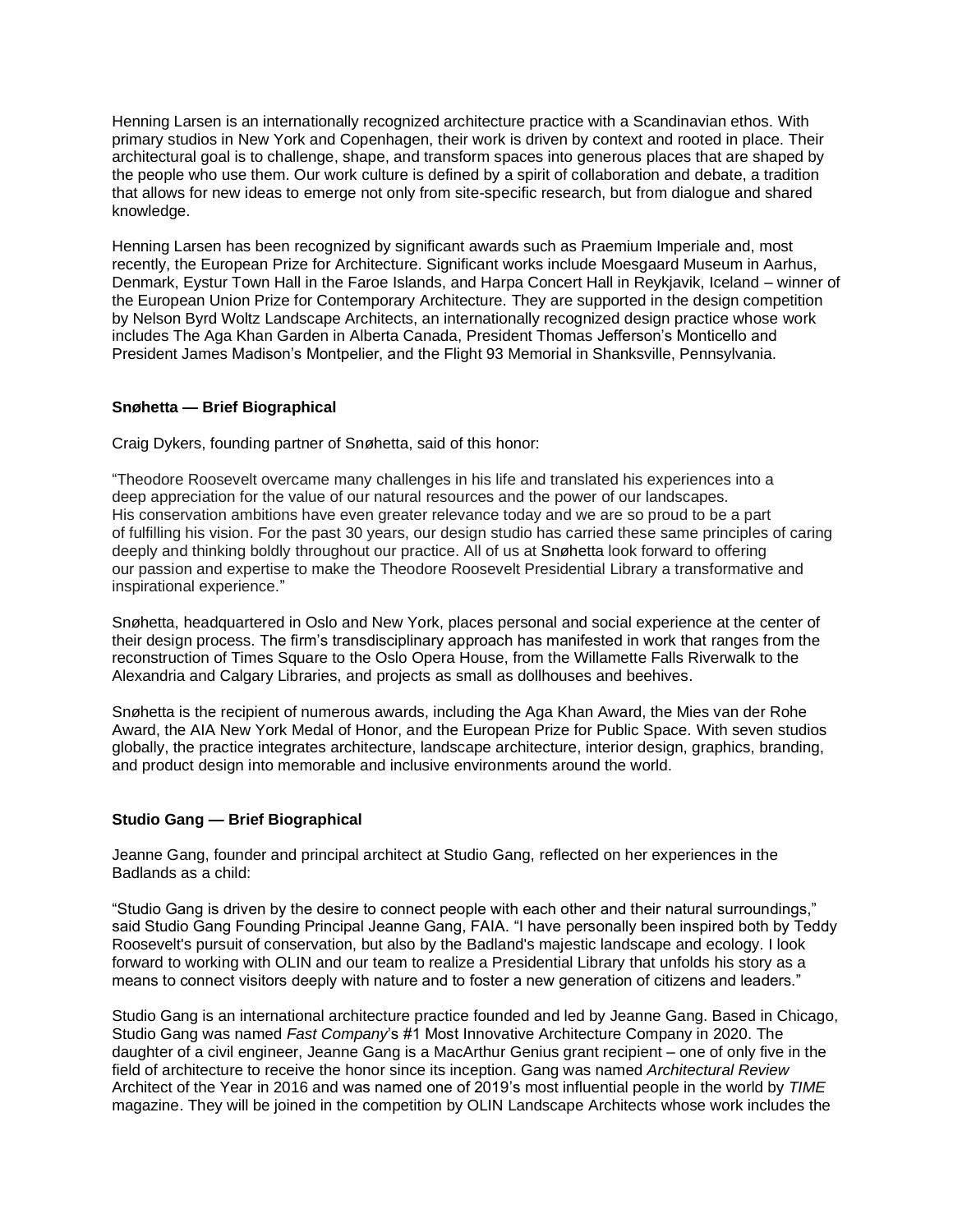Henning Larsen is an internationally recognized architecture practice with a Scandinavian ethos. With primary studios in New York and Copenhagen, their work is driven by context and rooted in place. Their architectural goal is to challenge, shape, and transform spaces into generous places that are shaped by the people who use them. Our work culture is defined by a spirit of collaboration and debate, a tradition that allows for new ideas to emerge not only from site-specific research, but from dialogue and shared knowledge.

Henning Larsen has been recognized by significant awards such as Praemium Imperiale and, most recently, the European Prize for Architecture. Significant works include Moesgaard Museum in Aarhus, Denmark, Eystur Town Hall in the Faroe Islands, and Harpa Concert Hall in Reykjavik, Iceland – winner of the European Union Prize for Contemporary Architecture. They are supported in the design competition by Nelson Byrd Woltz Landscape Architects, an internationally recognized design practice whose work includes The Aga Khan Garden in Alberta Canada, President Thomas Jefferson's Monticello and President James Madison's Montpelier, and the Flight 93 Memorial in Shanksville, Pennsylvania.

**Snøhetta — Brief Biographical**

Craig Dykers, founding partner of Snøhetta, said of this honor:

"Theodore Roosevelt overcame many challenges in his life and translated his experiences into a deep appreciation for the value of our natural resources and the power of our landscapes. His conservation ambitions have even greater relevance today and we are so proud to be a part of fulfilling his vision. For the past 30 years, our design studio has carried these same principles of caring deeply and thinking boldly throughout our practice. All of us at Snøhetta look forward to offering our passion and expertise to make the Theodore Roosevelt Presidential Library a transformative and inspirational experience."

Snøhetta, headquartered in Oslo and New York, places personal and social experience at the center of their design process. The firm's transdisciplinary approach has manifested in work that ranges from the reconstruction of Times Square to the Oslo Opera House, from the Willamette Falls Riverwalk to the Alexandria and Calgary Libraries, and projects as small as dollhouses and beehives.

Snøhetta is the recipient of numerous awards, including the Aga Khan Award, the Mies van der Rohe Award, the AIA New York Medal of Honor, and the European Prize for Public Space. With seven studios globally, the practice integrates architecture, landscape architecture, interior design, graphics, branding, and product design into memorable and inclusive environments around the world.

**Studio Gang — Brief Biographical**

Jeanne Gang, founder and principal architect at Studio Gang, reflected on her experiences in the Badlands as a child:

"Studio Gang is driven by the desire to connect people with each other and their natural surroundings," said Studio Gang Founding Principal Jeanne Gang, FAIA. "I have personally been inspired both by Teddy Roosevelt's pursuit of conservation, but also by the Badland's majestic landscape and ecology. I look forward to working with OLIN and our team to realize a Presidential Library that unfolds his story as a means to connect visitors deeply with nature and to foster a new generation of citizens and leaders."

Studio Gang is an international architecture practice founded and led by Jeanne Gang. Based in Chicago, Studio Gang was named *Fast Company*'s #1 Most Innovative Architecture Company in 2020. The daughter of a civil engineer, Jeanne Gang is a MacArthur Genius grant recipient – one of only five in the field of architecture to receive the honor since its inception. Gang was named *Architectural Review* Architect of the Year in 2016 and was named one of 2019's most influential people in the world by *TIME* magazine. They will be joined in the competition by OLIN Landscape Architects whose work includes the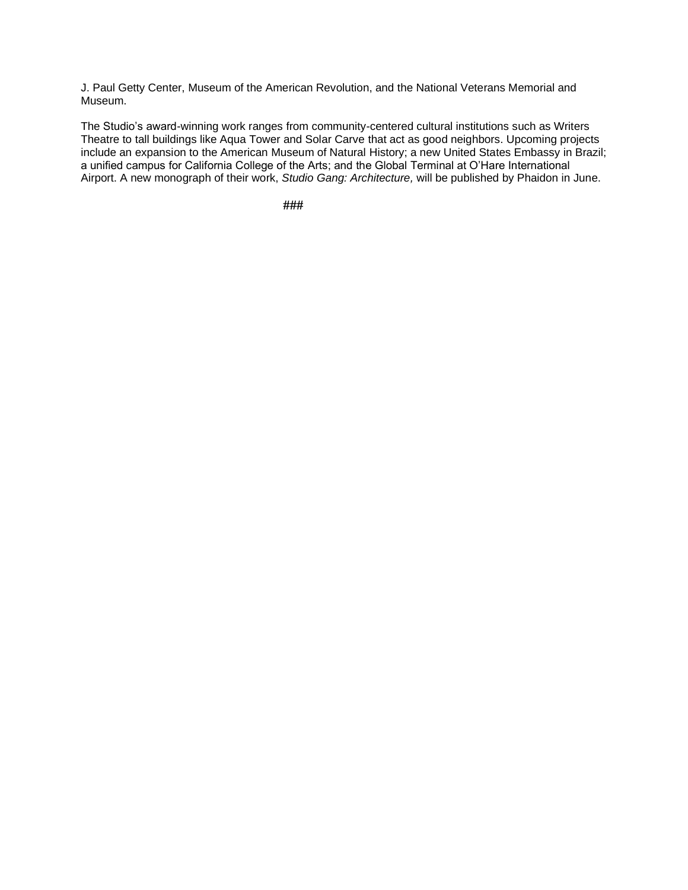J. Paul Getty Center, Museum of the American Revolution, and the National Veterans Memorial and Museum.

The Studio's award-winning work ranges from community-centered cultural institutions such as Writers Theatre to tall buildings like Aqua Tower and Solar Carve that act as good neighbors. Upcoming projects include an expansion to the American Museum of Natural History; a new United States Embassy in Brazil; a unified campus for California College of the Arts; and the Global Terminal at O'Hare International Airport. A new monograph of their work, *Studio Gang: Architecture,* will be published by Phaidon in June.

###